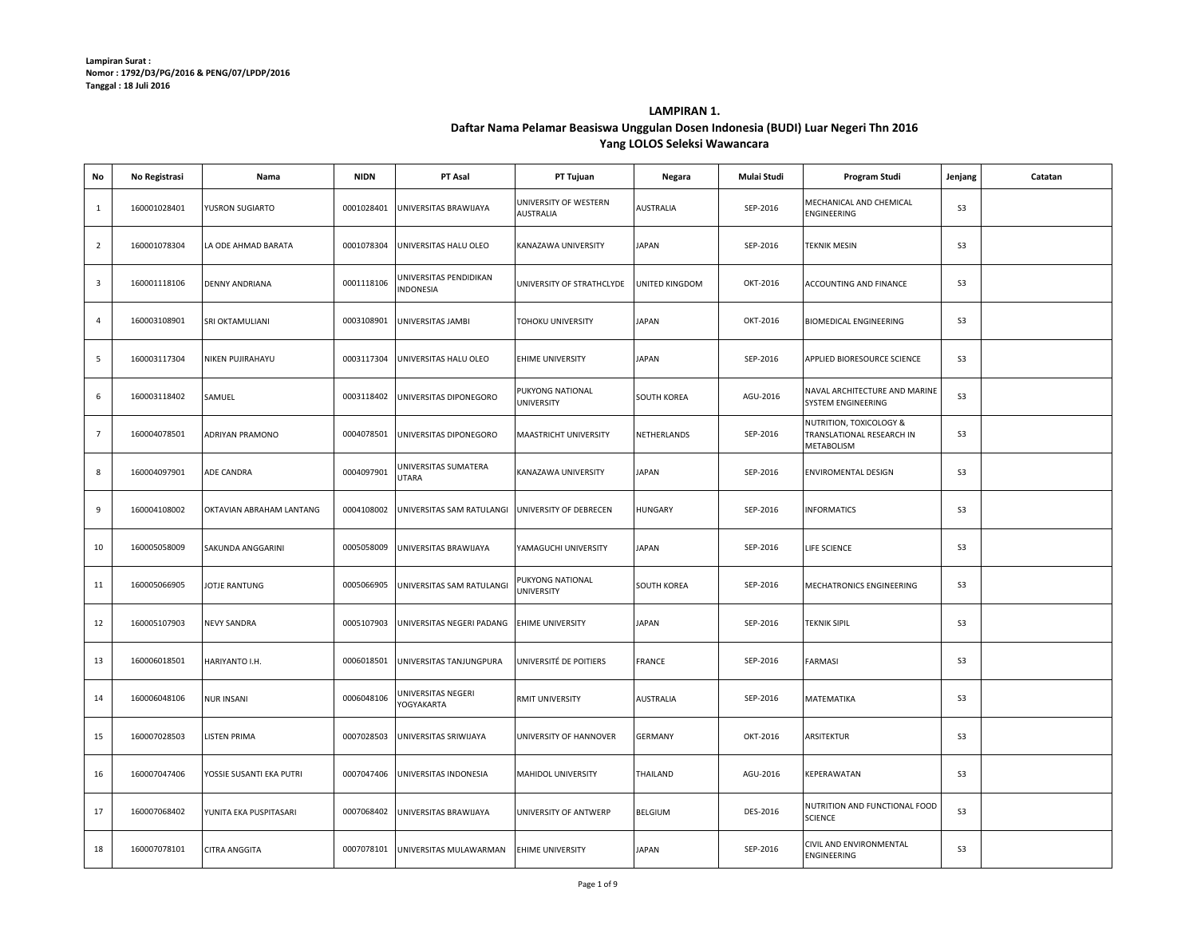**Lampiran Surat :**
**Nomor : 1792/D3/PG/2016 & PENG/07/LPDP/2016**
**Tanggal : 18 Juli 2016**

## LAMPIRAN 1.
## Daftar Nama Pelamar Beasiswa Unggulan Dosen Indonesia (BUDI) Luar Negeri Thn 2016
## Yang LOLOS Seleksi Wawancara

| No | No Registrasi | Nama | NIDN | PT Asal | PT Tujuan | Negara | Mulai Studi | Program Studi | Jenjang | Catatan |
|---|---|---|---|---|---|---|---|---|---|---|
| 1 | 160001028401 | YUSRON SUGIARTO | 0001028401 | UNIVERSITAS BRAWIJAYA | UNIVERSITY OF WESTERN AUSTRALIA | AUSTRALIA | SEP-2016 | MECHANICAL AND CHEMICAL ENGINEERING | S3 | |
| 2 | 160001078304 | LA ODE AHMAD BARATA | 0001078304 | UNIVERSITAS HALU OLEO | KANAZAWA UNIVERSITY | JAPAN | SEP-2016 | TEKNIK MESIN | S3 | |
| 3 | 160001118106 | DENNY ANDRIANA | 0001118106 | UNIVERSITAS PENDIDIKAN INDONESIA | UNIVERSITY OF STRATHCLYDE | UNITED KINGDOM | OKT-2016 | ACCOUNTING AND FINANCE | S3 | |
| 4 | 160003108901 | SRI OKTAMULIANI | 0003108901 | UNIVERSITAS JAMBI | TOHOKU UNIVERSITY | JAPAN | OKT-2016 | BIOMEDICAL ENGINEERING | S3 | |
| 5 | 160003117304 | NIKEN PUJIRAHAYU | 0003117304 | UNIVERSITAS HALU OLEO | EHIME UNIVERSITY | JAPAN | SEP-2016 | APPLIED BIORESOURCE SCIENCE | S3 | |
| 6 | 160003118402 | SAMUEL | 0003118402 | UNIVERSITAS DIPONEGORO | PUKYONG NATIONAL UNIVERSITY | SOUTH KOREA | AGU-2016 | NAVAL ARCHITECTURE AND MARINE SYSTEM ENGINEERING | S3 | |
| 7 | 160004078501 | ADRIYAN PRAMONO | 0004078501 | UNIVERSITAS DIPONEGORO | MAASTRICHT UNIVERSITY | NETHERLANDS | SEP-2016 | NUTRITION, TOXICOLOGY & TRANSLATIONAL RESEARCH IN METABOLISM | S3 | |
| 8 | 160004097901 | ADE CANDRA | 0004097901 | UNIVERSITAS SUMATERA UTARA | KANAZAWA UNIVERSITY | JAPAN | SEP-2016 | ENVIROMENTAL DESIGN | S3 | |
| 9 | 160004108002 | OKTAVIAN ABRAHAM LANTANG | 0004108002 | UNIVERSITAS SAM RATULANGI | UNIVERSITY OF DEBRECEN | HUNGARY | SEP-2016 | INFORMATICS | S3 | |
| 10 | 160005058009 | SAKUNDA ANGGARINI | 0005058009 | UNIVERSITAS BRAWIJAYA | YAMAGUCHI UNIVERSITY | JAPAN | SEP-2016 | LIFE SCIENCE | S3 | |
| 11 | 160005066905 | JOTJE RANTUNG | 0005066905 | UNIVERSITAS SAM RATULANGI | PUKYONG NATIONAL UNIVERSITY | SOUTH KOREA | SEP-2016 | MECHATRONICS ENGINEERING | S3 | |
| 12 | 160005107903 | NEVY SANDRA | 0005107903 | UNIVERSITAS NEGERI PADANG | EHIME UNIVERSITY | JAPAN | SEP-2016 | TEKNIK SIPIL | S3 | |
| 13 | 160006018501 | HARIYANTO I.H. | 0006018501 | UNIVERSITAS TANJUNGPURA | UNIVERSITÉ DE POITIERS | FRANCE | SEP-2016 | FARMASI | S3 | |
| 14 | 160006048106 | NUR INSANI | 0006048106 | UNIVERSITAS NEGERI YOGYAKARTA | RMIT UNIVERSITY | AUSTRALIA | SEP-2016 | MATEMATIKA | S3 | |
| 15 | 160007028503 | LISTEN PRIMA | 0007028503 | UNIVERSITAS SRIWIJAYA | UNIVERSITY OF HANNOVER | GERMANY | OKT-2016 | ARSITEKTUR | S3 | |
| 16 | 160007047406 | YOSSIE SUSANTI EKA PUTRI | 0007047406 | UNIVERSITAS INDONESIA | MAHIDOL UNIVERSITY | THAILAND | AGU-2016 | KEPERAWATAN | S3 | |
| 17 | 160007068402 | YUNITA EKA PUSPITASARI | 0007068402 | UNIVERSITAS BRAWIJAYA | UNIVERSITY OF ANTWERP | BELGIUM | DES-2016 | NUTRITION AND FUNCTIONAL FOOD SCIENCE | S3 | |
| 18 | 160007078101 | CITRA ANGGITA | 0007078101 | UNIVERSITAS MULAWARMAN | EHIME UNIVERSITY | JAPAN | SEP-2016 | CIVIL AND ENVIRONMENTAL ENGINEERING | S3 | |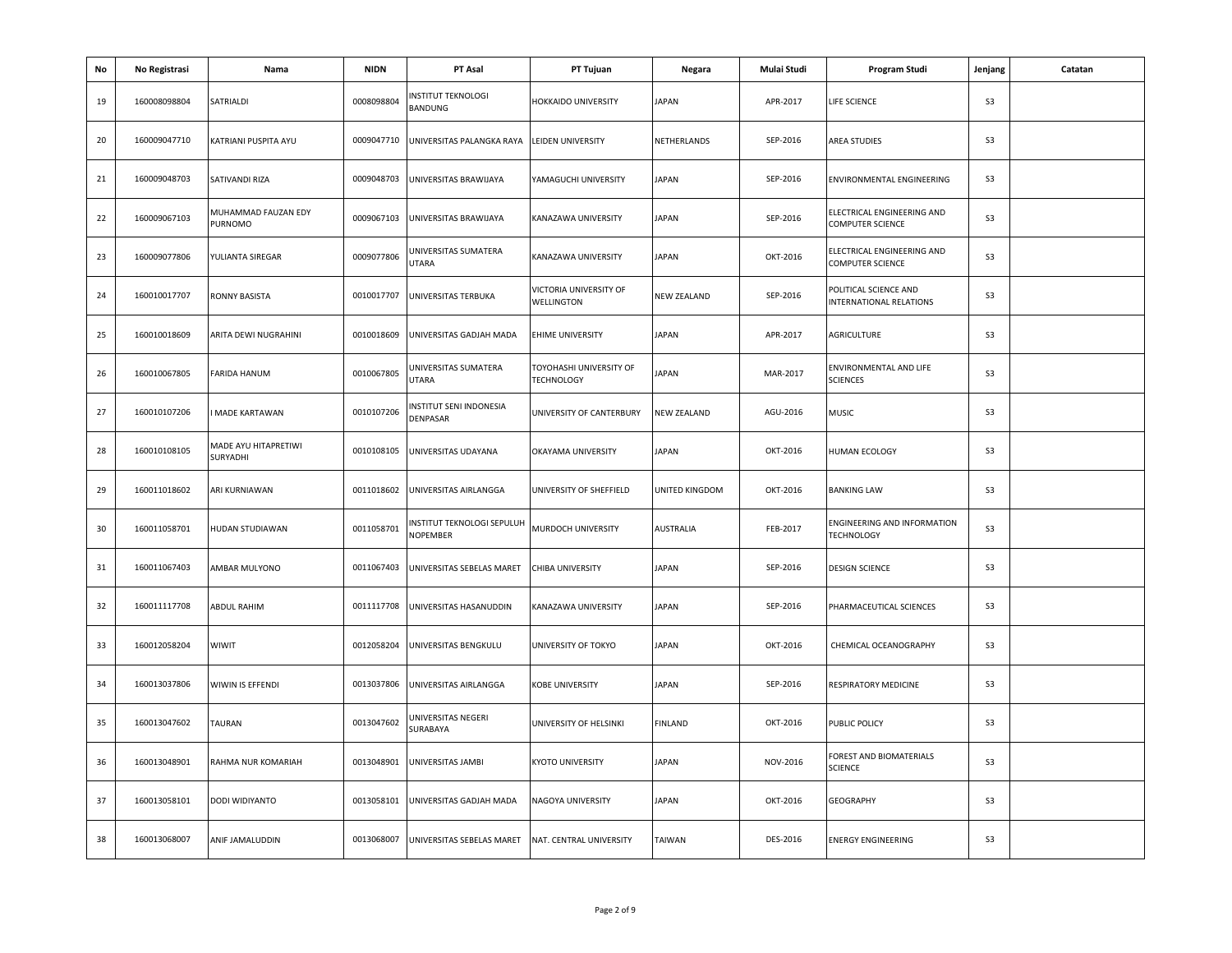| No | No Registrasi | Nama | NIDN | PT Asal | PT Tujuan | Negara | Mulai Studi | Program Studi | Jenjang | Catatan |
|---|---|---|---|---|---|---|---|---|---|---|
| 19 | 160008098804 | SATRIALDI | 0008098804 | INSTITUT TEKNOLOGI BANDUNG | HOKKAIDO UNIVERSITY | JAPAN | APR-2017 | LIFE SCIENCE | S3 | |
| 20 | 160009047710 | KATRIANI PUSPITA AYU | 0009047710 | UNIVERSITAS PALANGKA RAYA | LEIDEN UNIVERSITY | NETHERLANDS | SEP-2016 | AREA STUDIES | S3 | |
| 21 | 160009048703 | SATIVANDI RIZA | 0009048703 | UNIVERSITAS BRAWIJAYA | YAMAGUCHI UNIVERSITY | JAPAN | SEP-2016 | ENVIRONMENTAL ENGINEERING | S3 | |
| 22 | 160009067103 | MUHAMMAD FAUZAN EDY PURNOMO | 0009067103 | UNIVERSITAS BRAWIJAYA | KANAZAWA UNIVERSITY | JAPAN | SEP-2016 | ELECTRICAL ENGINEERING AND COMPUTER SCIENCE | S3 | |
| 23 | 160009077806 | YULIANTA SIREGAR | 0009077806 | UNIVERSITAS SUMATERA UTARA | KANAZAWA UNIVERSITY | JAPAN | OKT-2016 | ELECTRICAL ENGINEERING AND COMPUTER SCIENCE | S3 | |
| 24 | 160010017707 | RONNY BASISTA | 0010017707 | UNIVERSITAS TERBUKA | VICTORIA UNIVERSITY OF WELLINGTON | NEW ZEALAND | SEP-2016 | POLITICAL SCIENCE AND INTERNATIONAL RELATIONS | S3 | |
| 25 | 160010018609 | ARITA DEWI NUGRAHINI | 0010018609 | UNIVERSITAS GADJAH MADA | EHIME UNIVERSITY | JAPAN | APR-2017 | AGRICULTURE | S3 | |
| 26 | 160010067805 | FARIDA HANUM | 0010067805 | UNIVERSITAS SUMATERA UTARA | TOYOHASHI UNIVERSITY OF TECHNOLOGY | JAPAN | MAR-2017 | ENVIRONMENTAL AND LIFE SCIENCES | S3 | |
| 27 | 160010107206 | I MADE KARTAWAN | 0010107206 | INSTITUT SENI INDONESIA DENPASAR | UNIVERSITY OF CANTERBURY | NEW ZEALAND | AGU-2016 | MUSIC | S3 | |
| 28 | 160010108105 | MADE AYU HITAPRETIWI SURYADHI | 0010108105 | UNIVERSITAS UDAYANA | OKAYAMA UNIVERSITY | JAPAN | OKT-2016 | HUMAN ECOLOGY | S3 | |
| 29 | 160011018602 | ARI KURNIAWAN | 0011018602 | UNIVERSITAS AIRLANGGA | UNIVERSITY OF SHEFFIELD | UNITED KINGDOM | OKT-2016 | BANKING LAW | S3 | |
| 30 | 160011058701 | HUDAN STUDIAWAN | 0011058701 | INSTITUT TEKNOLOGI SEPULUH NOPEMBER | MURDOCH UNIVERSITY | AUSTRALIA | FEB-2017 | ENGINEERING AND INFORMATION TECHNOLOGY | S3 | |
| 31 | 160011067403 | AMBAR MULYONO | 0011067403 | UNIVERSITAS SEBELAS MARET | CHIBA UNIVERSITY | JAPAN | SEP-2016 | DESIGN SCIENCE | S3 | |
| 32 | 160011117708 | ABDUL RAHIM | 0011117708 | UNIVERSITAS HASANUDDIN | KANAZAWA UNIVERSITY | JAPAN | SEP-2016 | PHARMACEUTICAL SCIENCES | S3 | |
| 33 | 160012058204 | WIWIT | 0012058204 | UNIVERSITAS BENGKULU | UNIVERSITY OF TOKYO | JAPAN | OKT-2016 | CHEMICAL OCEANOGRAPHY | S3 | |
| 34 | 160013037806 | WIWIN IS EFFENDI | 0013037806 | UNIVERSITAS AIRLANGGA | KOBE UNIVERSITY | JAPAN | SEP-2016 | RESPIRATORY MEDICINE | S3 | |
| 35 | 160013047602 | TAURAN | 0013047602 | UNIVERSITAS NEGERI SURABAYA | UNIVERSITY OF HELSINKI | FINLAND | OKT-2016 | PUBLIC POLICY | S3 | |
| 36 | 160013048901 | RAHMA NUR KOMARIAH | 0013048901 | UNIVERSITAS JAMBI | KYOTO UNIVERSITY | JAPAN | NOV-2016 | FOREST AND BIOMATERIALS SCIENCE | S3 | |
| 37 | 160013058101 | DODI WIDIYANTO | 0013058101 | UNIVERSITAS GADJAH MADA | NAGOYA UNIVERSITY | JAPAN | OKT-2016 | GEOGRAPHY | S3 | |
| 38 | 160013068007 | ANIF JAMALUDDIN | 0013068007 | UNIVERSITAS SEBELAS MARET | NAT. CENTRAL UNIVERSITY | TAIWAN | DES-2016 | ENERGY ENGINEERING | S3 | |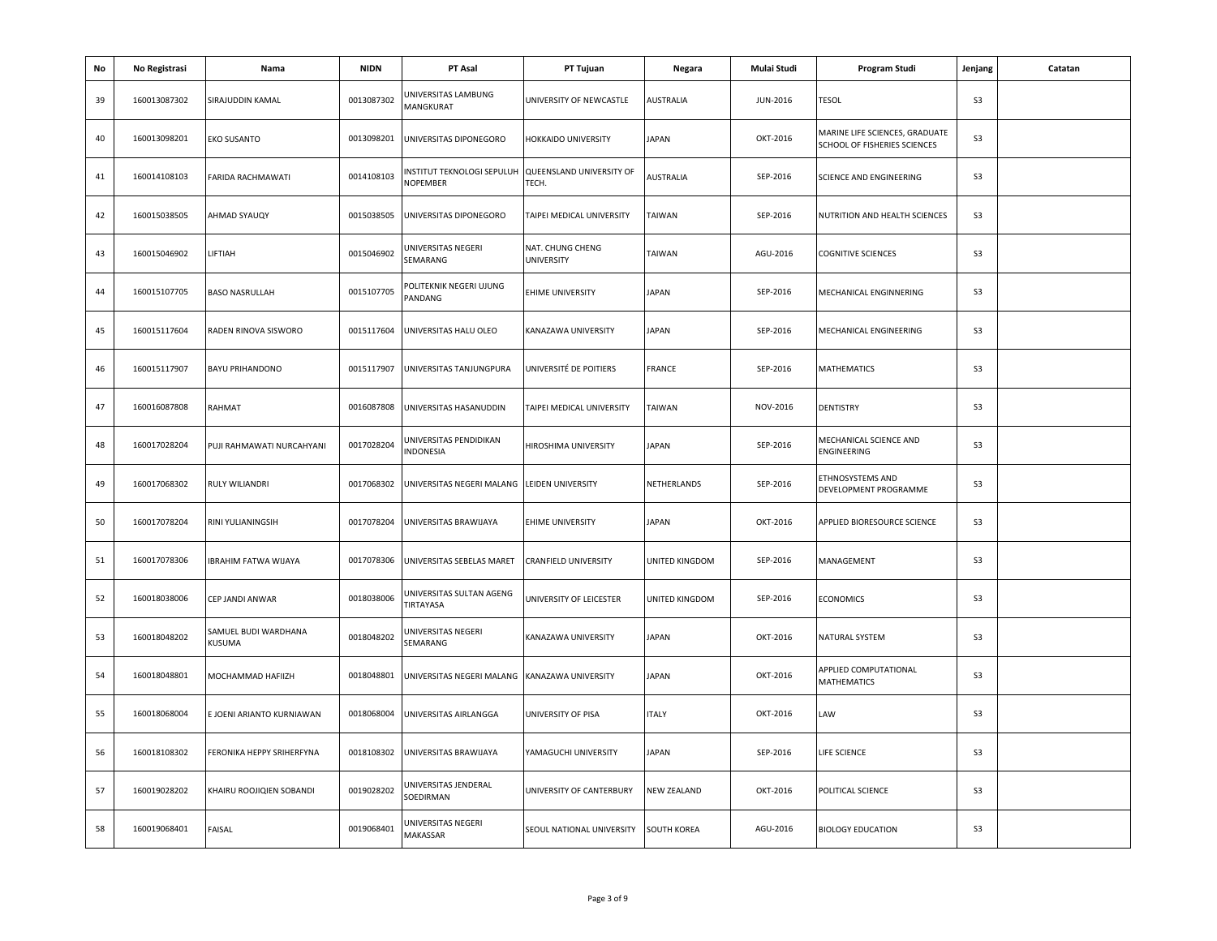| No | No Registrasi | Nama | NIDN | PT Asal | PT Tujuan | Negara | Mulai Studi | Program Studi | Jenjang | Catatan |
|---|---|---|---|---|---|---|---|---|---|---|
| 39 | 160013087302 | SIRAJUDDIN KAMAL | 0013087302 | UNIVERSITAS LAMBUNG MANGKURAT | UNIVERSITY OF NEWCASTLE | AUSTRALIA | JUN-2016 | TESOL | S3 | |
| 40 | 160013098201 | EKO SUSANTO | 0013098201 | UNIVERSITAS DIPONEGORO | HOKKAIDO UNIVERSITY | JAPAN | OKT-2016 | MARINE LIFE SCIENCES, GRADUATE SCHOOL OF FISHERIES SCIENCES | S3 | |
| 41 | 160014108103 | FARIDA RACHMAWATI | 0014108103 | INSTITUT TEKNOLOGI SEPULUH NOPEMBER | QUEENSLAND UNIVERSITY OF TECH. | AUSTRALIA | SEP-2016 | SCIENCE AND ENGINEERING | S3 | |
| 42 | 160015038505 | AHMAD SYAUQY | 0015038505 | UNIVERSITAS DIPONEGORO | TAIPEI MEDICAL UNIVERSITY | TAIWAN | SEP-2016 | NUTRITION AND HEALTH SCIENCES | S3 | |
| 43 | 160015046902 | LIFTIAH | 0015046902 | UNIVERSITAS NEGERI SEMARANG | NAT. CHUNG CHENG UNIVERSITY | TAIWAN | AGU-2016 | COGNITIVE SCIENCES | S3 | |
| 44 | 160015107705 | BASO NASRULLAH | 0015107705 | POLITEKNIK NEGERI UJUNG PANDANG | EHIME UNIVERSITY | JAPAN | SEP-2016 | MECHANICAL ENGINNERING | S3 | |
| 45 | 160015117604 | RADEN RINOVA SISWORO | 0015117604 | UNIVERSITAS HALU OLEO | KANAZAWA UNIVERSITY | JAPAN | SEP-2016 | MECHANICAL ENGINEERING | S3 | |
| 46 | 160015117907 | BAYU PRIHANDONO | 0015117907 | UNIVERSITAS TANJUNGPURA | UNIVERSITÉ DE POITIERS | FRANCE | SEP-2016 | MATHEMATICS | S3 | |
| 47 | 160016087808 | RAHMAT | 0016087808 | UNIVERSITAS HASANUDDIN | TAIPEI MEDICAL UNIVERSITY | TAIWAN | NOV-2016 | DENTISTRY | S3 | |
| 48 | 160017028204 | PUJI RAHMAWATI NURCAHYANI | 0017028204 | UNIVERSITAS PENDIDIKAN INDONESIA | HIROSHIMA UNIVERSITY | JAPAN | SEP-2016 | MECHANICAL SCIENCE AND ENGINEERING | S3 | |
| 49 | 160017068302 | RULY WILIANDRI | 0017068302 | UNIVERSITAS NEGERI MALANG | LEIDEN UNIVERSITY | NETHERLANDS | SEP-2016 | ETHNOSYSTEMS AND DEVELOPMENT PROGRAMME | S3 | |
| 50 | 160017078204 | RINI YULIANINGSIH | 0017078204 | UNIVERSITAS BRAWIJAYA | EHIME UNIVERSITY | JAPAN | OKT-2016 | APPLIED BIORESOURCE SCIENCE | S3 | |
| 51 | 160017078306 | IBRAHIM FATWA WIJAYA | 0017078306 | UNIVERSITAS SEBELAS MARET | CRANFIELD UNIVERSITY | UNITED KINGDOM | SEP-2016 | MANAGEMENT | S3 | |
| 52 | 160018038006 | CEP JANDI ANWAR | 0018038006 | UNIVERSITAS SULTAN AGENG TIRTAYASA | UNIVERSITY OF LEICESTER | UNITED KINGDOM | SEP-2016 | ECONOMICS | S3 | |
| 53 | 160018048202 | SAMUEL BUDI WARDHANA KUSUMA | 0018048202 | UNIVERSITAS NEGERI SEMARANG | KANAZAWA UNIVERSITY | JAPAN | OKT-2016 | NATURAL SYSTEM | S3 | |
| 54 | 160018048801 | MOCHAMMAD HAFIIZH | 0018048801 | UNIVERSITAS NEGERI MALANG | KANAZAWA UNIVERSITY | JAPAN | OKT-2016 | APPLIED COMPUTATIONAL MATHEMATICS | S3 | |
| 55 | 160018068004 | E JOENI ARIANTO KURNIAWAN | 0018068004 | UNIVERSITAS AIRLANGGA | UNIVERSITY OF PISA | ITALY | OKT-2016 | LAW | S3 | |
| 56 | 160018108302 | FERONIKA HEPPY SRIHERFYNA | 0018108302 | UNIVERSITAS BRAWIJAYA | YAMAGUCHI UNIVERSITY | JAPAN | SEP-2016 | LIFE SCIENCE | S3 | |
| 57 | 160019028202 | KHAIRU ROOJIQIEN SOBANDI | 0019028202 | UNIVERSITAS JENDERAL SOEDIRMAN | UNIVERSITY OF CANTERBURY | NEW ZEALAND | OKT-2016 | POLITICAL SCIENCE | S3 | |
| 58 | 160019068401 | FAISAL | 0019068401 | UNIVERSITAS NEGERI MAKASSAR | SEOUL NATIONAL UNIVERSITY | SOUTH KOREA | AGU-2016 | BIOLOGY EDUCATION | S3 | |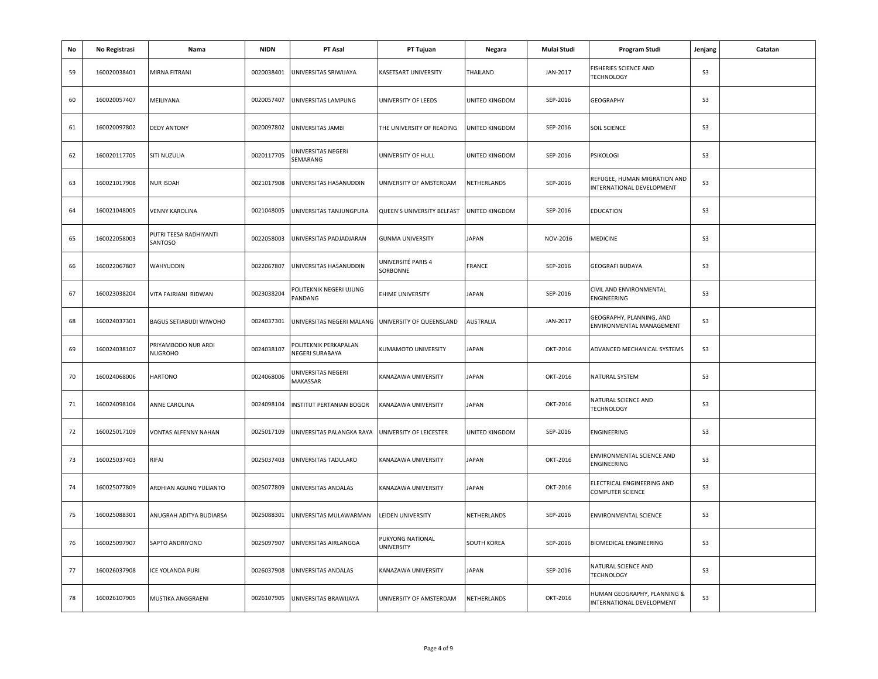| No | No Registrasi | Nama | NIDN | PT Asal | PT Tujuan | Negara | Mulai Studi | Program Studi | Jenjang | Catatan |
|---|---|---|---|---|---|---|---|---|---|---|
| 59 | 160020038401 | MIRNA FITRANI | 0020038401 | UNIVERSITAS SRIWIJAYA | KASETSART UNIVERSITY | THAILAND | JAN-2017 | FISHERIES SCIENCE AND TECHNOLOGY | S3 | |
| 60 | 160020057407 | MEILIYANA | 0020057407 | UNIVERSITAS LAMPUNG | UNIVERSITY OF LEEDS | UNITED KINGDOM | SEP-2016 | GEOGRAPHY | S3 | |
| 61 | 160020097802 | DEDY ANTONY | 0020097802 | UNIVERSITAS JAMBI | THE UNIVERSITY OF READING | UNITED KINGDOM | SEP-2016 | SOIL SCIENCE | S3 | |
| 62 | 160020117705 | SITI NUZULIA | 0020117705 | UNIVERSITAS NEGERI SEMARANG | UNIVERSITY OF HULL | UNITED KINGDOM | SEP-2016 | PSIKOLOGI | S3 | |
| 63 | 160021017908 | NUR ISDAH | 0021017908 | UNIVERSITAS HASANUDDIN | UNIVERSITY OF AMSTERDAM | NETHERLANDS | SEP-2016 | REFUGEE, HUMAN MIGRATION AND INTERNATIONAL DEVELOPMENT | S3 | |
| 64 | 160021048005 | VENNY KAROLINA | 0021048005 | UNIVERSITAS TANJUNGPURA | QUEEN'S UNIVERSITY BELFAST | UNITED KINGDOM | SEP-2016 | EDUCATION | S3 | |
| 65 | 160022058003 | PUTRI TEESA RADHIYANTI SANTOSO | 0022058003 | UNIVERSITAS PADJADJARAN | GUNMA UNIVERSITY | JAPAN | NOV-2016 | MEDICINE | S3 | |
| 66 | 160022067807 | WAHYUDDIN | 0022067807 | UNIVERSITAS HASANUDDIN | UNIVERSITÉ PARIS 4 SORBONNE | FRANCE | SEP-2016 | GEOGRAFI BUDAYA | S3 | |
| 67 | 160023038204 | VITA FAJRIANI RIDWAN | 0023038204 | POLITEKNIK NEGERI UJUNG PANDANG | EHIME UNIVERSITY | JAPAN | SEP-2016 | CIVIL AND ENVIRONMENTAL ENGINEERING | S3 | |
| 68 | 160024037301 | BAGUS SETIABUDI WIWOHO | 0024037301 | UNIVERSITAS NEGERI MALANG | UNIVERSITY OF QUEENSLAND | AUSTRALIA | JAN-2017 | GEOGRAPHY, PLANNING, AND ENVIRONMENTAL MANAGEMENT | S3 | |
| 69 | 160024038107 | PRIYAMBODO NUR ARDI NUGROHO | 0024038107 | POLITEKNIK PERKAPALAN NEGERI SURABAYA | KUMAMOTO UNIVERSITY | JAPAN | OKT-2016 | ADVANCED MECHANICAL SYSTEMS | S3 | |
| 70 | 160024068006 | HARTONO | 0024068006 | UNIVERSITAS NEGERI MAKASSAR | KANAZAWA UNIVERSITY | JAPAN | OKT-2016 | NATURAL SYSTEM | S3 | |
| 71 | 160024098104 | ANNE CAROLINA | 0024098104 | INSTITUT PERTANIAN BOGOR | KANAZAWA UNIVERSITY | JAPAN | OKT-2016 | NATURAL SCIENCE AND TECHNOLOGY | S3 | |
| 72 | 160025017109 | VONTAS ALFENNY NAHAN | 0025017109 | UNIVERSITAS PALANGKA RAYA | UNIVERSITY OF LEICESTER | UNITED KINGDOM | SEP-2016 | ENGINEERING | S3 | |
| 73 | 160025037403 | RIFAI | 0025037403 | UNIVERSITAS TADULAKO | KANAZAWA UNIVERSITY | JAPAN | OKT-2016 | ENVIRONMENTAL SCIENCE AND ENGINEERING | S3 | |
| 74 | 160025077809 | ARDHIAN AGUNG YULIANTO | 0025077809 | UNIVERSITAS ANDALAS | KANAZAWA UNIVERSITY | JAPAN | OKT-2016 | ELECTRICAL ENGINEERING AND COMPUTER SCIENCE | S3 | |
| 75 | 160025088301 | ANUGRAH ADITYA BUDIARSA | 0025088301 | UNIVERSITAS MULAWARMAN | LEIDEN UNIVERSITY | NETHERLANDS | SEP-2016 | ENVIRONMENTAL SCIENCE | S3 | |
| 76 | 160025097907 | SAPTO ANDRIYONO | 0025097907 | UNIVERSITAS AIRLANGGA | PUKYONG NATIONAL UNIVERSITY | SOUTH KOREA | SEP-2016 | BIOMEDICAL ENGINEERING | S3 | |
| 77 | 160026037908 | ICE YOLANDA PURI | 0026037908 | UNIVERSITAS ANDALAS | KANAZAWA UNIVERSITY | JAPAN | SEP-2016 | NATURAL SCIENCE AND TECHNOLOGY | S3 | |
| 78 | 160026107905 | MUSTIKA ANGGRAENI | 0026107905 | UNIVERSITAS BRAWIJAYA | UNIVERSITY OF AMSTERDAM | NETHERLANDS | OKT-2016 | HUMAN GEOGRAPHY, PLANNING & INTERNATIONAL DEVELOPMENT | S3 | |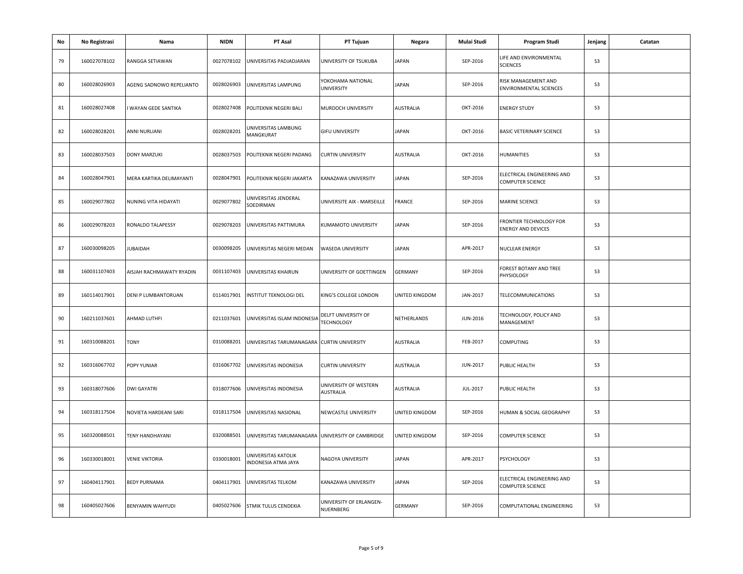| No | No Registrasi | Nama | NIDN | PT Asal | PT Tujuan | Negara | Mulai Studi | Program Studi | Jenjang | Catatan |
|---|---|---|---|---|---|---|---|---|---|---|
| 79 | 160027078102 | RANGGA SETIAWAN | 0027078102 | UNIVERSITAS PADJADJARAN | UNIVERSITY OF TSUKUBA | JAPAN | SEP-2016 | LIFE AND ENVIRONMENTAL SCIENCES | S3 | |
| 80 | 160028026903 | AGENG SADNOWO REPELIANTO | 0028026903 | UNIVERSITAS LAMPUNG | YOKOHAMA NATIONAL UNIVERSITY | JAPAN | SEP-2016 | RISK MANAGEMENT AND ENVIRONMENTAL SCIENCES | S3 | |
| 81 | 160028027408 | I WAYAN GEDE SANTIKA | 0028027408 | POLITEKNIK NEGERI BALI | MURDOCH UNIVERSITY | AUSTRALIA | OKT-2016 | ENERGY STUDY | S3 | |
| 82 | 160028028201 | ANNI NURLIANI | 0028028201 | UNIVERSITAS LAMBUNG MANGKURAT | GIFU UNIVERSITY | JAPAN | OKT-2016 | BASIC VETERINARY SCIENCE | S3 | |
| 83 | 160028037503 | DONY MARZUKI | 0028037503 | POLITEKNIK NEGERI PADANG | CURTIN UNIVERSITY | AUSTRALIA | OKT-2016 | HUMANITIES | S3 | |
| 84 | 160028047901 | MERA KARTIKA DELIMAYANTI | 0028047901 | POLITEKNIK NEGERI JAKARTA | KANAZAWA UNIVERSITY | JAPAN | SEP-2016 | ELECTRICAL ENGINEERING AND COMPUTER SCIENCE | S3 | |
| 85 | 160029077802 | NUNING VITA HIDAYATI | 0029077802 | UNIVERSITAS JENDERAL SOEDIRMAN | UNIVERSITE AIX - MARSEILLE | FRANCE | SEP-2016 | MARINE SCIENCE | S3 | |
| 86 | 160029078203 | RONALDO TALAPESSY | 0029078203 | UNIVERSITAS PATTIMURA | KUMAMOTO UNIVERSITY | JAPAN | SEP-2016 | FRONTIER TECHNOLOGY FOR ENERGY AND DEVICES | S3 | |
| 87 | 160030098205 | JUBAIDAH | 0030098205 | UNIVERSITAS NEGERI MEDAN | WASEDA UNIVERSITY | JAPAN | APR-2017 | NUCLEAR ENERGY | S3 | |
| 88 | 160031107403 | AISJAH RACHMAWATY RYADIN | 0031107403 | UNIVERSITAS KHAIRUN | UNIVERSITY OF GOETTINGEN | GERMANY | SEP-2016 | FOREST BOTANY AND TREE PHYSIOLOGY | S3 | |
| 89 | 160114017901 | DENI P LUMBANTORUAN | 0114017901 | INSTITUT TEKNOLOGI DEL | KING'S COLLEGE LONDON | UNITED KINGDOM | JAN-2017 | TELECOMMUNICATIONS | S3 | |
| 90 | 160211037601 | AHMAD LUTHFI | 0211037601 | UNIVERSITAS ISLAM INDONESIA | DELFT UNIVERSITY OF TECHNOLOGY | NETHERLANDS | JUN-2016 | TECHNOLOGY, POLICY AND MANAGEMENT | S3 | |
| 91 | 160310088201 | TONY | 0310088201 | UNIVERSITAS TARUMANAGARA | CURTIN UNIVERSITY | AUSTRALIA | FEB-2017 | COMPUTING | S3 | |
| 92 | 160316067702 | POPY YUNIAR | 0316067702 | UNIVERSITAS INDONESIA | CURTIN UNIVERSITY | AUSTRALIA | JUN-2017 | PUBLIC HEALTH | S3 | |
| 93 | 160318077606 | DWI GAYATRI | 0318077606 | UNIVERSITAS INDONESIA | UNIVERSITY OF WESTERN AUSTRALIA | AUSTRALIA | JUL-2017 | PUBLIC HEALTH | S3 | |
| 94 | 160318117504 | NOVIETA HARDEANI SARI | 0318117504 | UNIVERSITAS NASIONAL | NEWCASTLE UNIVERSITY | UNITED KINGDOM | SEP-2016 | HUMAN & SOCIAL GEOGRAPHY | S3 | |
| 95 | 160320088501 | TENY HANDHAYANI | 0320088501 | UNIVERSITAS TARUMANAGARA | UNIVERSITY OF CAMBRIDGE | UNITED KINGDOM | SEP-2016 | COMPUTER SCIENCE | S3 | |
| 96 | 160330018001 | VENIE VIKTORIA | 0330018001 | UNIVERSITAS KATOLIK INDONESIA ATMA JAYA | NAGOYA UNIVERSITY | JAPAN | APR-2017 | PSYCHOLOGY | S3 | |
| 97 | 160404117901 | BEDY PURNAMA | 0404117901 | UNIVERSITAS TELKOM | KANAZAWA UNIVERSITY | JAPAN | SEP-2016 | ELECTRICAL ENGINEERING AND COMPUTER SCIENCE | S3 | |
| 98 | 160405027606 | BENYAMIN WAHYUDI | 0405027606 | STMIK TULUS CENDEKIA | UNIVERSITY OF ERLANGEN-NUERNBERG | GERMANY | SEP-2016 | COMPUTATIONAL ENGINEERING | S3 | |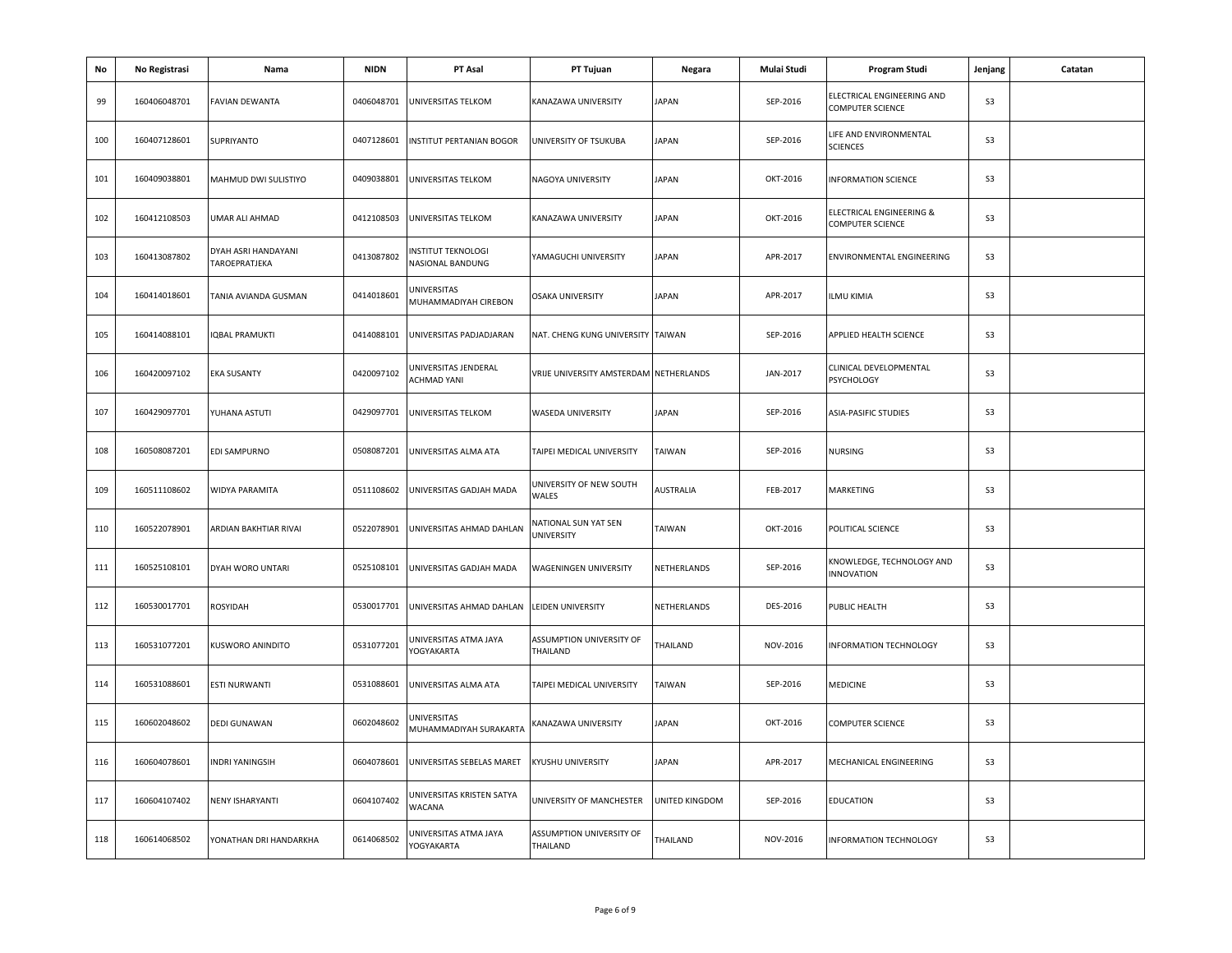| No | No Registrasi | Nama | NIDN | PT Asal | PT Tujuan | Negara | Mulai Studi | Program Studi | Jenjang | Catatan |
|---|---|---|---|---|---|---|---|---|---|---|
| 99 | 160406048701 | FAVIAN DEWANTA | 0406048701 | UNIVERSITAS TELKOM | KANAZAWA UNIVERSITY | JAPAN | SEP-2016 | ELECTRICAL ENGINEERING AND COMPUTER SCIENCE | S3 | |
| 100 | 160407128601 | SUPRIYANTO | 0407128601 | INSTITUT PERTANIAN BOGOR | UNIVERSITY OF TSUKUBA | JAPAN | SEP-2016 | LIFE AND ENVIRONMENTAL SCIENCES | S3 | |
| 101 | 160409038801 | MAHMUD DWI SULISTIYO | 0409038801 | UNIVERSITAS TELKOM | NAGOYA UNIVERSITY | JAPAN | OKT-2016 | INFORMATION SCIENCE | S3 | |
| 102 | 160412108503 | UMAR ALI AHMAD | 0412108503 | UNIVERSITAS TELKOM | KANAZAWA UNIVERSITY | JAPAN | OKT-2016 | ELECTRICAL ENGINEERING & COMPUTER SCIENCE | S3 | |
| 103 | 160413087802 | DYAH ASRI HANDAYANI TAROEPRATJEKA | 0413087802 | INSTITUT TEKNOLOGI NASIONAL BANDUNG | YAMAGUCHI UNIVERSITY | JAPAN | APR-2017 | ENVIRONMENTAL ENGINEERING | S3 | |
| 104 | 160414018601 | TANIA AVIANDA GUSMAN | 0414018601 | UNIVERSITAS MUHAMMADIYAH CIREBON | OSAKA UNIVERSITY | JAPAN | APR-2017 | ILMU KIMIA | S3 | |
| 105 | 160414088101 | IQBAL PRAMUKTI | 0414088101 | UNIVERSITAS PADJADJARAN | NAT. CHENG KUNG UNIVERSITY | TAIWAN | SEP-2016 | APPLIED HEALTH SCIENCE | S3 | |
| 106 | 160420097102 | EKA SUSANTY | 0420097102 | UNIVERSITAS JENDERAL ACHMAD YANI | VRIJE UNIVERSITY AMSTERDAM | NETHERLANDS | JAN-2017 | CLINICAL DEVELOPMENTAL PSYCHOLOGY | S3 | |
| 107 | 160429097701 | YUHANA ASTUTI | 0429097701 | UNIVERSITAS TELKOM | WASEDA UNIVERSITY | JAPAN | SEP-2016 | ASIA-PASIFIC STUDIES | S3 | |
| 108 | 160508087201 | EDI SAMPURNO | 0508087201 | UNIVERSITAS ALMA ATA | TAIPEI MEDICAL UNIVERSITY | TAIWAN | SEP-2016 | NURSING | S3 | |
| 109 | 160511108602 | WIDYA PARAMITA | 0511108602 | UNIVERSITAS GADJAH MADA | UNIVERSITY OF NEW SOUTH WALES | AUSTRALIA | FEB-2017 | MARKETING | S3 | |
| 110 | 160522078901 | ARDIAN BAKHTIAR RIVAI | 0522078901 | UNIVERSITAS AHMAD DAHLAN | NATIONAL SUN YAT SEN UNIVERSITY | TAIWAN | OKT-2016 | POLITICAL SCIENCE | S3 | |
| 111 | 160525108101 | DYAH WORO UNTARI | 0525108101 | UNIVERSITAS GADJAH MADA | WAGENINGEN UNIVERSITY | NETHERLANDS | SEP-2016 | KNOWLEDGE, TECHNOLOGY AND INNOVATION | S3 | |
| 112 | 160530017701 | ROSYIDAH | 0530017701 | UNIVERSITAS AHMAD DAHLAN | LEIDEN UNIVERSITY | NETHERLANDS | DES-2016 | PUBLIC HEALTH | S3 | |
| 113 | 160531077201 | KUSWORO ANINDITO | 0531077201 | UNIVERSITAS ATMA JAYA YOGYAKARTA | ASSUMPTION UNIVERSITY OF THAILAND | THAILAND | NOV-2016 | INFORMATION TECHNOLOGY | S3 | |
| 114 | 160531088601 | ESTI NURWANTI | 0531088601 | UNIVERSITAS ALMA ATA | TAIPEI MEDICAL UNIVERSITY | TAIWAN | SEP-2016 | MEDICINE | S3 | |
| 115 | 160602048602 | DEDI GUNAWAN | 0602048602 | UNIVERSITAS MUHAMMADIYAH SURAKARTA | KANAZAWA UNIVERSITY | JAPAN | OKT-2016 | COMPUTER SCIENCE | S3 | |
| 116 | 160604078601 | INDRI YANINGSIH | 0604078601 | UNIVERSITAS SEBELAS MARET | KYUSHU UNIVERSITY | JAPAN | APR-2017 | MECHANICAL ENGINEERING | S3 | |
| 117 | 160604107402 | NENY ISHARYANTI | 0604107402 | UNIVERSITAS KRISTEN SATYA WACANA | UNIVERSITY OF MANCHESTER | UNITED KINGDOM | SEP-2016 | EDUCATION | S3 | |
| 118 | 160614068502 | YONATHAN DRI HANDARKHA | 0614068502 | UNIVERSITAS ATMA JAYA YOGYAKARTA | ASSUMPTION UNIVERSITY OF THAILAND | THAILAND | NOV-2016 | INFORMATION TECHNOLOGY | S3 | |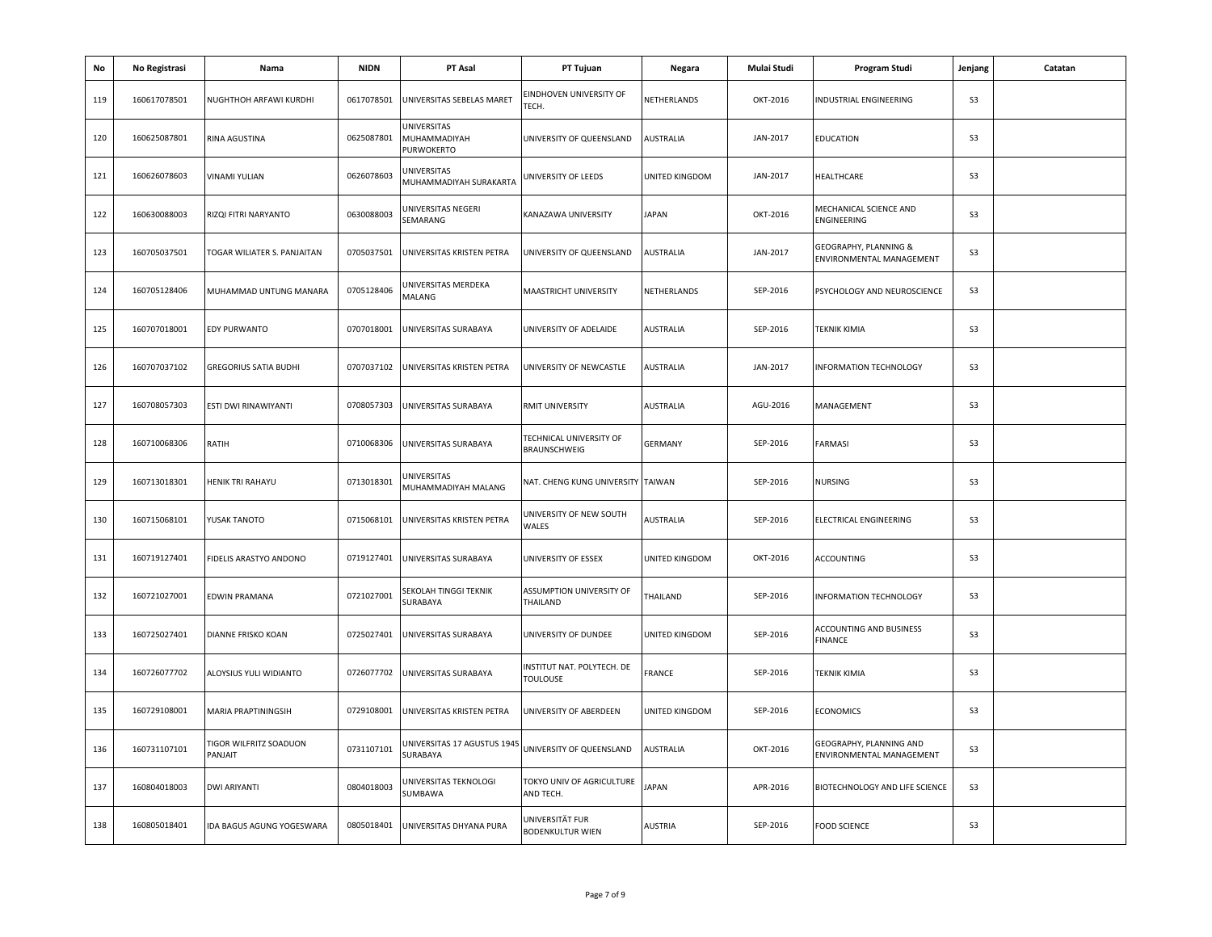| No | No Registrasi | Nama | NIDN | PT Asal | PT Tujuan | Negara | Mulai Studi | Program Studi | Jenjang | Catatan |
|---|---|---|---|---|---|---|---|---|---|---|
| 119 | 160617078501 | NUGHTHOH ARFAWI KURDHI | 0617078501 | UNIVERSITAS SEBELAS MARET | EINDHOVEN UNIVERSITY OF TECH. | NETHERLANDS | OKT-2016 | INDUSTRIAL ENGINEERING | S3 | |
| 120 | 160625087801 | RINA AGUSTINA | 0625087801 | UNIVERSITAS MUHAMMADIYAH PURWOKERTO | UNIVERSITY OF QUEENSLAND | AUSTRALIA | JAN-2017 | EDUCATION | S3 | |
| 121 | 160626078603 | VINAMI YULIAN | 0626078603 | UNIVERSITAS MUHAMMADIYAH SURAKARTA | UNIVERSITY OF LEEDS | UNITED KINGDOM | JAN-2017 | HEALTHCARE | S3 | |
| 122 | 160630088003 | RIZQI FITRI NARYANTO | 0630088003 | UNIVERSITAS NEGERI SEMARANG | KANAZAWA UNIVERSITY | JAPAN | OKT-2016 | MECHANICAL SCIENCE AND ENGINEERING | S3 | |
| 123 | 160705037501 | TOGAR WILIATER S. PANJAITAN | 0705037501 | UNIVERSITAS KRISTEN PETRA | UNIVERSITY OF QUEENSLAND | AUSTRALIA | JAN-2017 | GEOGRAPHY, PLANNING & ENVIRONMENTAL MANAGEMENT | S3 | |
| 124 | 160705128406 | MUHAMMAD UNTUNG MANARA | 0705128406 | UNIVERSITAS MERDEKA MALANG | MAASTRICHT UNIVERSITY | NETHERLANDS | SEP-2016 | PSYCHOLOGY AND NEUROSCIENCE | S3 | |
| 125 | 160707018001 | EDY PURWANTO | 0707018001 | UNIVERSITAS SURABAYA | UNIVERSITY OF ADELAIDE | AUSTRALIA | SEP-2016 | TEKNIK KIMIA | S3 | |
| 126 | 160707037102 | GREGORIUS SATIA BUDHI | 0707037102 | UNIVERSITAS KRISTEN PETRA | UNIVERSITY OF NEWCASTLE | AUSTRALIA | JAN-2017 | INFORMATION TECHNOLOGY | S3 | |
| 127 | 160708057303 | ESTI DWI RINAWIYANTI | 0708057303 | UNIVERSITAS SURABAYA | RMIT UNIVERSITY | AUSTRALIA | AGU-2016 | MANAGEMENT | S3 | |
| 128 | 160710068306 | RATIH | 0710068306 | UNIVERSITAS SURABAYA | TECHNICAL UNIVERSITY OF BRAUNSCHWEIG | GERMANY | SEP-2016 | FARMASI | S3 | |
| 129 | 160713018301 | HENIK TRI RAHAYU | 0713018301 | UNIVERSITAS MUHAMMADIYAH MALANG | NAT. CHENG KUNG UNIVERSITY | TAIWAN | SEP-2016 | NURSING | S3 | |
| 130 | 160715068101 | YUSAK TANOTO | 0715068101 | UNIVERSITAS KRISTEN PETRA | UNIVERSITY OF NEW SOUTH WALES | AUSTRALIA | SEP-2016 | ELECTRICAL ENGINEERING | S3 | |
| 131 | 160719127401 | FIDELIS ARASTYO ANDONO | 0719127401 | UNIVERSITAS SURABAYA | UNIVERSITY OF ESSEX | UNITED KINGDOM | OKT-2016 | ACCOUNTING | S3 | |
| 132 | 160721027001 | EDWIN PRAMANA | 0721027001 | SEKOLAH TINGGI TEKNIK SURABAYA | ASSUMPTION UNIVERSITY OF THAILAND | THAILAND | SEP-2016 | INFORMATION TECHNOLOGY | S3 | |
| 133 | 160725027401 | DIANNE FRISKO KOAN | 0725027401 | UNIVERSITAS SURABAYA | UNIVERSITY OF DUNDEE | UNITED KINGDOM | SEP-2016 | ACCOUNTING AND BUSINESS FINANCE | S3 | |
| 134 | 160726077702 | ALOYSIUS YULI WIDIANTO | 0726077702 | UNIVERSITAS SURABAYA | INSTITUT NAT. POLYTECH. DE TOULOUSE | FRANCE | SEP-2016 | TEKNIK KIMIA | S3 | |
| 135 | 160729108001 | MARIA PRAPTININGSIH | 0729108001 | UNIVERSITAS KRISTEN PETRA | UNIVERSITY OF ABERDEEN | UNITED KINGDOM | SEP-2016 | ECONOMICS | S3 | |
| 136 | 160731107101 | TIGOR WILFRITZ SOADUON PANJAIT | 0731107101 | UNIVERSITAS 17 AGUSTUS 1945 SURABAYA | UNIVERSITY OF QUEENSLAND | AUSTRALIA | OKT-2016 | GEOGRAPHY, PLANNING AND ENVIRONMENTAL MANAGEMENT | S3 | |
| 137 | 160804018003 | DWI ARIYANTI | 0804018003 | UNIVERSITAS TEKNOLOGI SUMBAWA | TOKYO UNIV OF AGRICULTURE AND TECH. | JAPAN | APR-2016 | BIOTECHNOLOGY AND LIFE SCIENCE | S3 | |
| 138 | 160805018401 | IDA BAGUS AGUNG YOGESWARA | 0805018401 | UNIVERSITAS DHYANA PURA | UNIVERSITÄT FUR BODENKULTUR WIEN | AUSTRIA | SEP-2016 | FOOD SCIENCE | S3 | |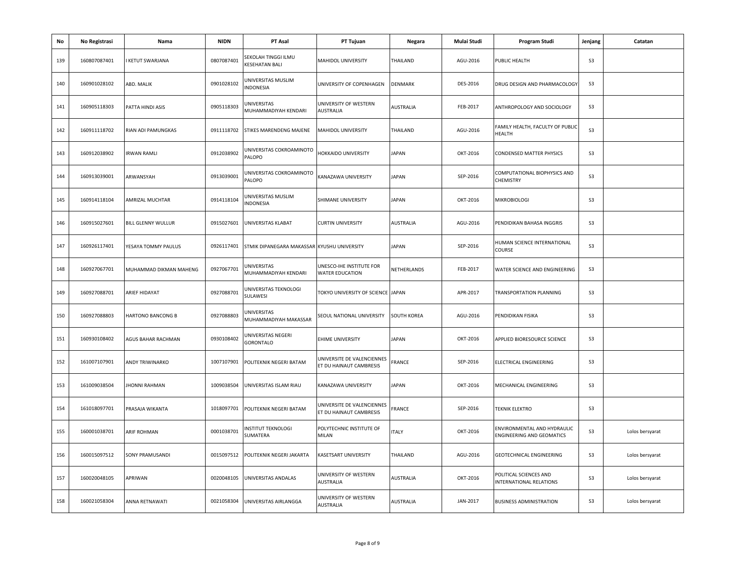| No | No Registrasi | Nama | NIDN | PT Asal | PT Tujuan | Negara | Mulai Studi | Program Studi | Jenjang | Catatan |
|---|---|---|---|---|---|---|---|---|---|---|
| 139 | 160807087401 | I KETUT SWARJANA | 0807087401 | SEKOLAH TINGGI ILMU KESEHATAN BALI | MAHIDOL UNIVERSITY | THAILAND | AGU-2016 | PUBLIC HEALTH | S3 | |
| 140 | 160901028102 | ABD. MALIK | 0901028102 | UNIVERSITAS MUSLIM INDONESIA | UNIVERSITY OF COPENHAGEN | DENMARK | DES-2016 | DRUG DESIGN AND PHARMACOLOGY | S3 | |
| 141 | 160905118303 | PATTA HINDI ASIS | 0905118303 | UNIVERSITAS MUHAMMADIYAH KENDARI | UNIVERSITY OF WESTERN AUSTRALIA | AUSTRALIA | FEB-2017 | ANTHROPOLOGY AND SOCIOLOGY | S3 | |
| 142 | 160911118702 | RIAN ADI PAMUNGKAS | 0911118702 | STIKES MARENDENG MAJENE | MAHIDOL UNIVERSITY | THAILAND | AGU-2016 | FAMILY HEALTH, FACULTY OF PUBLIC HEALTH | S3 | |
| 143 | 160912038902 | IRWAN RAMLI | 0912038902 | UNIVERSITAS COKROAMINOTO PALOPO | HOKKAIDO UNIVERSITY | JAPAN | OKT-2016 | CONDENSED MATTER PHYSICS | S3 | |
| 144 | 160913039001 | ARWANSYAH | 0913039001 | UNIVERSITAS COKROAMINOTO PALOPO | KANAZAWA UNIVERSITY | JAPAN | SEP-2016 | COMPUTATIONAL BIOPHYSICS AND CHEMISTRY | S3 | |
| 145 | 160914118104 | AMRIZAL MUCHTAR | 0914118104 | UNIVERSITAS MUSLIM INDONESIA | SHIMANE UNIVERSITY | JAPAN | OKT-2016 | MIKROBIOLOGI | S3 | |
| 146 | 160915027601 | BILL GLENNY WULLUR | 0915027601 | UNIVERSITAS KLABAT | CURTIN UNIVERSITY | AUSTRALIA | AGU-2016 | PENDIDIKAN BAHASA INGGRIS | S3 | |
| 147 | 160926117401 | YESAYA TOMMY PAULUS | 0926117401 | STMIK DIPANEGARA MAKASSAR | KYUSHU UNIVERSITY | JAPAN | SEP-2016 | HUMAN SCIENCE INTERNATIONAL COURSE | S3 | |
| 148 | 160927067701 | MUHAMMAD DIKMAN MAHENG | 0927067701 | UNIVERSITAS MUHAMMADIYAH KENDARI | UNESCO-IHE INSTITUTE FOR WATER EDUCATION | NETHERLANDS | FEB-2017 | WATER SCIENCE AND ENGINEERING | S3 | |
| 149 | 160927088701 | ARIEF HIDAYAT | 0927088701 | UNIVERSITAS TEKNOLOGI SULAWESI | TOKYO UNIVERSITY OF SCIENCE | JAPAN | APR-2017 | TRANSPORTATION PLANNING | S3 | |
| 150 | 160927088803 | HARTONO BANCONG B | 0927088803 | UNIVERSITAS MUHAMMADIYAH MAKASSAR | SEOUL NATIONAL UNIVERSITY | SOUTH KOREA | AGU-2016 | PENDIDIKAN FISIKA | S3 | |
| 151 | 160930108402 | AGUS BAHAR RACHMAN | 0930108402 | UNIVERSITAS NEGERI GORONTALO | EHIME UNIVERSITY | JAPAN | OKT-2016 | APPLIED BIORESOURCE SCIENCE | S3 | |
| 152 | 161007107901 | ANDY TRIWINARKO | 1007107901 | POLITEKNIK NEGERI BATAM | UNIVERSITE DE VALENCIENNES ET DU HAINAUT CAMBRESIS | FRANCE | SEP-2016 | ELECTRICAL ENGINEERING | S3 | |
| 153 | 161009038504 | JHONNI RAHMAN | 1009038504 | UNIVERSITAS ISLAM RIAU | KANAZAWA UNIVERSITY | JAPAN | OKT-2016 | MECHANICAL ENGINEERING | S3 | |
| 154 | 161018097701 | PRASAJA WIKANTA | 1018097701 | POLITEKNIK NEGERI BATAM | UNIVERSITE DE VALENCIENNES ET DU HAINAUT CAMBRESIS | FRANCE | SEP-2016 | TEKNIK ELEKTRO | S3 | |
| 155 | 160001038701 | ARIF ROHMAN | 0001038701 | INSTITUT TEKNOLOGI SUMATERA | POLYTECHNIC INSTITUTE OF MILAN | ITALY | OKT-2016 | ENVIRONMENTAL AND HYDRAULIC ENGINEERING AND GEOMATICS | S3 | Lolos bersyarat |
| 156 | 160015097512 | SONY PRAMUSANDI | 0015097512 | POLITEKNIK NEGERI JAKARTA | KASETSART UNIVERSITY | THAILAND | AGU-2016 | GEOTECHNICAL ENGINEERING | S3 | Lolos bersyarat |
| 157 | 160020048105 | APRIWAN | 0020048105 | UNIVERSITAS ANDALAS | UNIVERSITY OF WESTERN AUSTRALIA | AUSTRALIA | OKT-2016 | POLITICAL SCIENCES AND INTERNATIONAL RELATIONS | S3 | Lolos bersyarat |
| 158 | 160021058304 | ANNA RETNAWATI | 0021058304 | UNIVERSITAS AIRLANGGA | UNIVERSITY OF WESTERN AUSTRALIA | AUSTRALIA | JAN-2017 | BUSINESS ADMINISTRATION | S3 | Lolos bersyarat |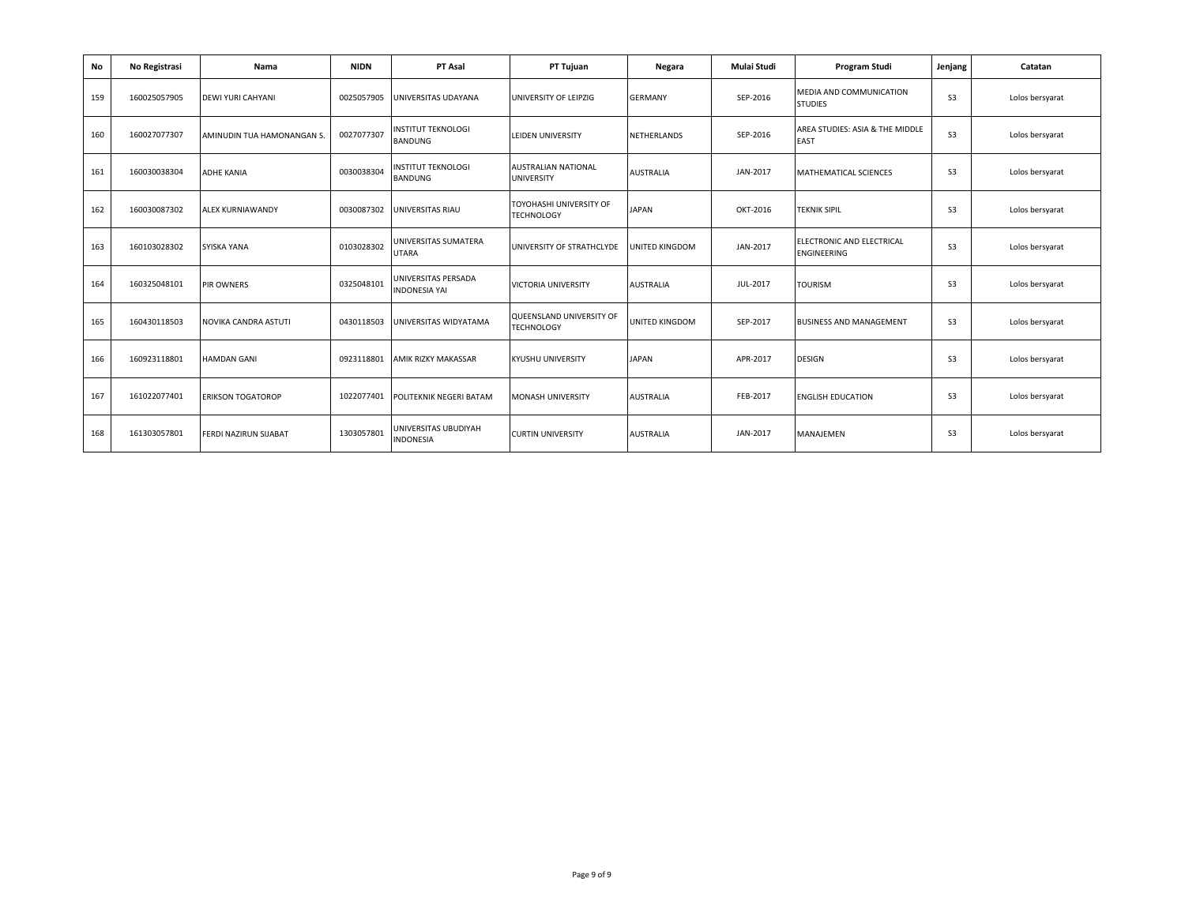| No | No Registrasi | Nama | NIDN | PT Asal | PT Tujuan | Negara | Mulai Studi | Program Studi | Jenjang | Catatan |
|---|---|---|---|---|---|---|---|---|---|---|
| 159 | 160025057905 | DEWI YURI CAHYANI | 0025057905 | UNIVERSITAS UDAYANA | UNIVERSITY OF LEIPZIG | GERMANY | SEP-2016 | MEDIA AND COMMUNICATION STUDIES | S3 | Lolos bersyarat |
| 160 | 160027077307 | AMINUDIN TUA HAMONANGAN S. | 0027077307 | INSTITUT TEKNOLOGI BANDUNG | LEIDEN UNIVERSITY | NETHERLANDS | SEP-2016 | AREA STUDIES: ASIA & THE MIDDLE EAST | S3 | Lolos bersyarat |
| 161 | 160030038304 | ADHE KANIA | 0030038304 | INSTITUT TEKNOLOGI BANDUNG | AUSTRALIAN NATIONAL UNIVERSITY | AUSTRALIA | JAN-2017 | MATHEMATICAL SCIENCES | S3 | Lolos bersyarat |
| 162 | 160030087302 | ALEX KURNIAWANDY | 0030087302 | UNIVERSITAS RIAU | TOYOHASHI UNIVERSITY OF TECHNOLOGY | JAPAN | OKT-2016 | TEKNIK SIPIL | S3 | Lolos bersyarat |
| 163 | 160103028302 | SYISKA YANA | 0103028302 | UNIVERSITAS SUMATERA UTARA | UNIVERSITY OF STRATHCLYDE | UNITED KINGDOM | JAN-2017 | ELECTRONIC AND ELECTRICAL ENGINEERING | S3 | Lolos bersyarat |
| 164 | 160325048101 | PIR OWNERS | 0325048101 | UNIVERSITAS PERSADA INDONESIA YAI | VICTORIA UNIVERSITY | AUSTRALIA | JUL-2017 | TOURISM | S3 | Lolos bersyarat |
| 165 | 160430118503 | NOVIKA CANDRA ASTUTI | 0430118503 | UNIVERSITAS WIDYATAMA | QUEENSLAND UNIVERSITY OF TECHNOLOGY | UNITED KINGDOM | SEP-2017 | BUSINESS AND MANAGEMENT | S3 | Lolos bersyarat |
| 166 | 160923118801 | HAMDAN GANI | 0923118801 | AMIK RIZKY MAKASSAR | KYUSHU UNIVERSITY | JAPAN | APR-2017 | DESIGN | S3 | Lolos bersyarat |
| 167 | 161022077401 | ERIKSON TOGATOROP | 1022077401 | POLITEKNIK NEGERI BATAM | MONASH UNIVERSITY | AUSTRALIA | FEB-2017 | ENGLISH EDUCATION | S3 | Lolos bersyarat |
| 168 | 161303057801 | FERDI NAZIRUN SIJABAT | 1303057801 | UNIVERSITAS UBUDIYAH INDONESIA | CURTIN UNIVERSITY | AUSTRALIA | JAN-2017 | MANAJEMEN | S3 | Lolos bersyarat |